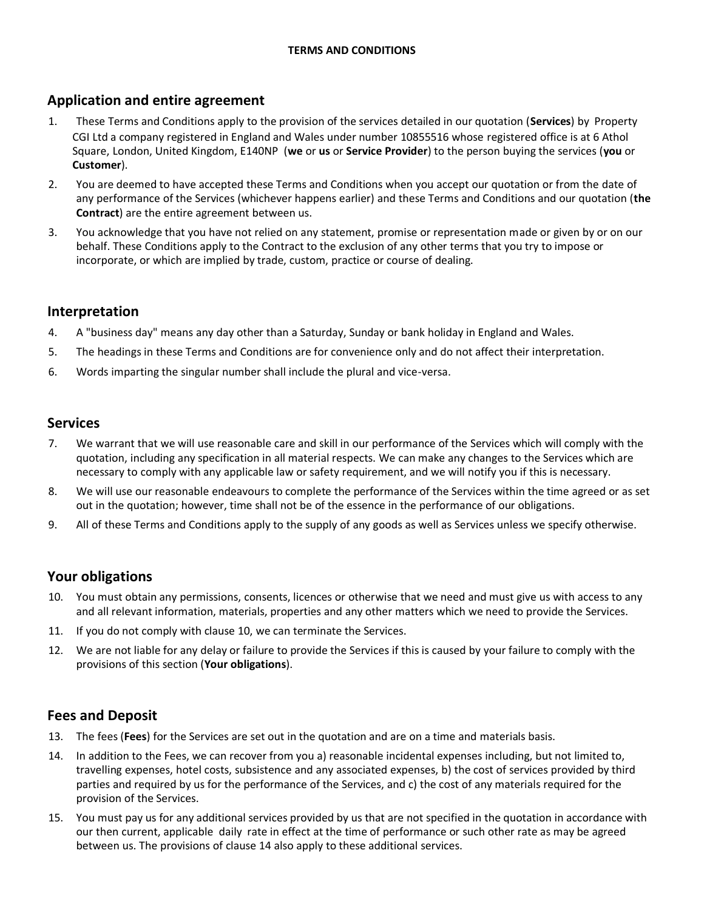**TERMS AND CONDITIONS**

## Application and entire agreement

1. These Terms and Conditions apply to the provision of the services detailed in our quotation (**Services**) by Property CGI Ltd a company registered in England and Wales under number 10855516 whose registered office is at 6 Athol Square, London, United Kingdom, E140NP (**we** or **us** or **Service Provider**) to the person buying the services (**you** or **Customer**).
2. You are deemed to have accepted these Terms and Conditions when you accept our quotation or from the date of any performance of the Services (whichever happens earlier) and these Terms and Conditions and our quotation (**the Contract**) are the entire agreement between us.
3. You acknowledge that you have not relied on any statement, promise or representation made or given by or on our behalf. These Conditions apply to the Contract to the exclusion of any other terms that you try to impose or incorporate, or which are implied by trade, custom, practice or course of dealing.

## Interpretation

4. A "business day" means any day other than a Saturday, Sunday or bank holiday in England and Wales.
5. The headings in these Terms and Conditions are for convenience only and do not affect their interpretation.
6. Words imparting the singular number shall include the plural and vice-versa.

## Services

7. We warrant that we will use reasonable care and skill in our performance of the Services which will comply with the quotation, including any specification in all material respects. We can make any changes to the Services which are necessary to comply with any applicable law or safety requirement, and we will notify you if this is necessary.
8. We will use our reasonable endeavours to complete the performance of the Services within the time agreed or as set out in the quotation; however, time shall not be of the essence in the performance of our obligations.
9. All of these Terms and Conditions apply to the supply of any goods as well as Services unless we specify otherwise.

## Your obligations

10. You must obtain any permissions, consents, licences or otherwise that we need and must give us with access to any and all relevant information, materials, properties and any other matters which we need to provide the Services.
11. If you do not comply with clause 10, we can terminate the Services.
12. We are not liable for any delay or failure to provide the Services if this is caused by your failure to comply with the provisions of this section (**Your obligations**).

## Fees and Deposit

13. The fees (**Fees**) for the Services are set out in the quotation and are on a time and materials basis.
14. In addition to the Fees, we can recover from you a) reasonable incidental expenses including, but not limited to, travelling expenses, hotel costs, subsistence and any associated expenses, b) the cost of services provided by third parties and required by us for the performance of the Services, and c) the cost of any materials required for the provision of the Services.
15. You must pay us for any additional services provided by us that are not specified in the quotation in accordance with our then current, applicable daily rate in effect at the time of performance or such other rate as may be agreed between us. The provisions of clause 14 also apply to these additional services.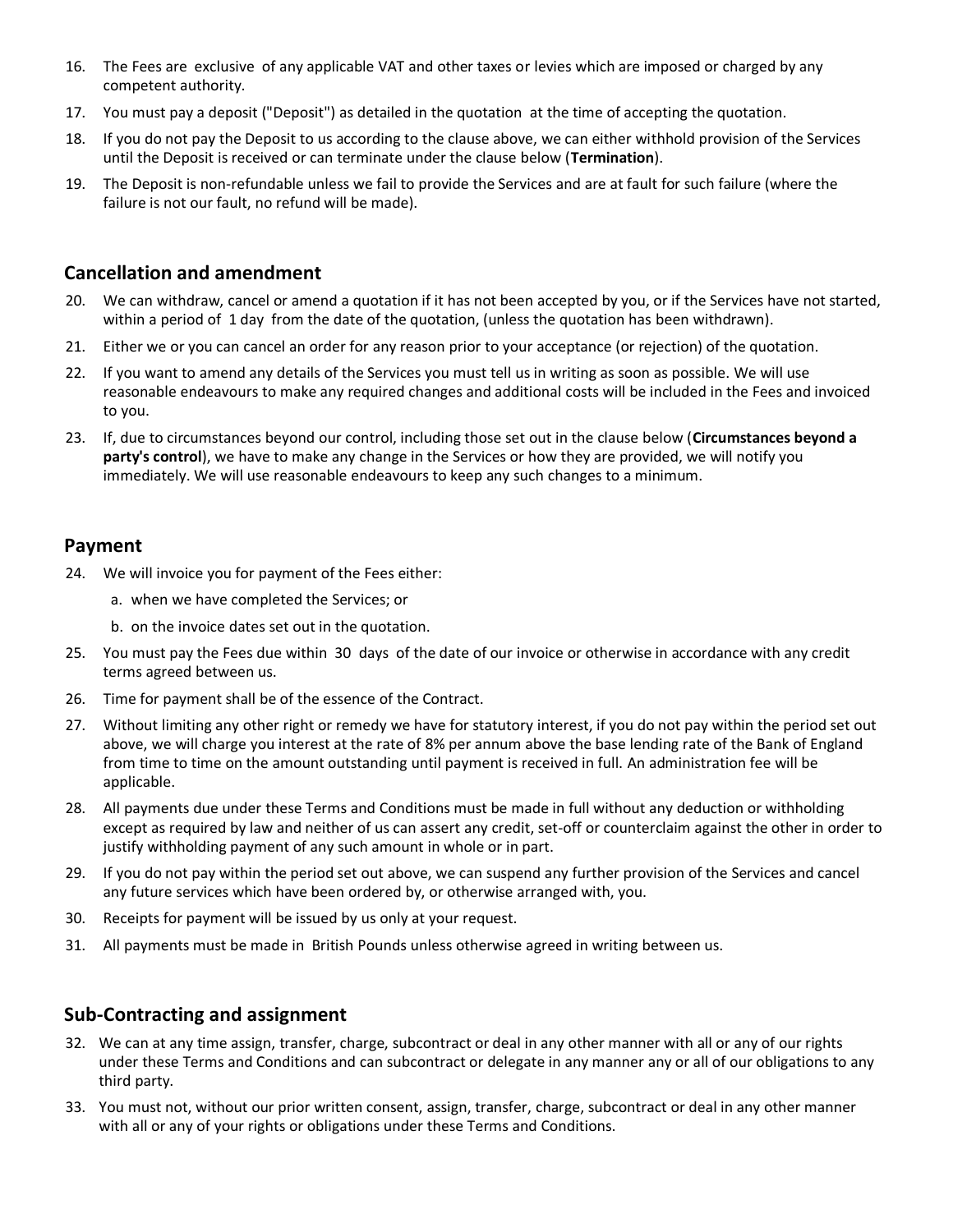16. The Fees are exclusive of any applicable VAT and other taxes or levies which are imposed or charged by any competent authority.
17. You must pay a deposit ("Deposit") as detailed in the quotation at the time of accepting the quotation.
18. If you do not pay the Deposit to us according to the clause above, we can either withhold provision of the Services until the Deposit is received or can terminate under the clause below (**Termination**).
19. The Deposit is non-refundable unless we fail to provide the Services and are at fault for such failure (where the failure is not our fault, no refund will be made).

## Cancellation and amendment

20. We can withdraw, cancel or amend a quotation if it has not been accepted by you, or if the Services have not started, within a period of 1 day from the date of the quotation, (unless the quotation has been withdrawn).
21. Either we or you can cancel an order for any reason prior to your acceptance (or rejection) of the quotation.
22. If you want to amend any details of the Services you must tell us in writing as soon as possible. We will use reasonable endeavours to make any required changes and additional costs will be included in the Fees and invoiced to you.
23. If, due to circumstances beyond our control, including those set out in the clause below (**Circumstances beyond a party's control**), we have to make any change in the Services or how they are provided, we will notify you immediately. We will use reasonable endeavours to keep any such changes to a minimum.

## Payment

24. We will invoice you for payment of the Fees either:
    a. when we have completed the Services; or
    b. on the invoice dates set out in the quotation.
25. You must pay the Fees due within 30 days of the date of our invoice or otherwise in accordance with any credit terms agreed between us.
26. Time for payment shall be of the essence of the Contract.
27. Without limiting any other right or remedy we have for statutory interest, if you do not pay within the period set out above, we will charge you interest at the rate of 8% per annum above the base lending rate of the Bank of England from time to time on the amount outstanding until payment is received in full. An administration fee will be applicable.
28. All payments due under these Terms and Conditions must be made in full without any deduction or withholding except as required by law and neither of us can assert any credit, set-off or counterclaim against the other in order to justify withholding payment of any such amount in whole or in part.
29. If you do not pay within the period set out above, we can suspend any further provision of the Services and cancel any future services which have been ordered by, or otherwise arranged with, you.
30. Receipts for payment will be issued by us only at your request.
31. All payments must be made in British Pounds unless otherwise agreed in writing between us.

## Sub-Contracting and assignment

32. We can at any time assign, transfer, charge, subcontract or deal in any other manner with all or any of our rights under these Terms and Conditions and can subcontract or delegate in any manner any or all of our obligations to any third party.
33. You must not, without our prior written consent, assign, transfer, charge, subcontract or deal in any other manner with all or any of your rights or obligations under these Terms and Conditions.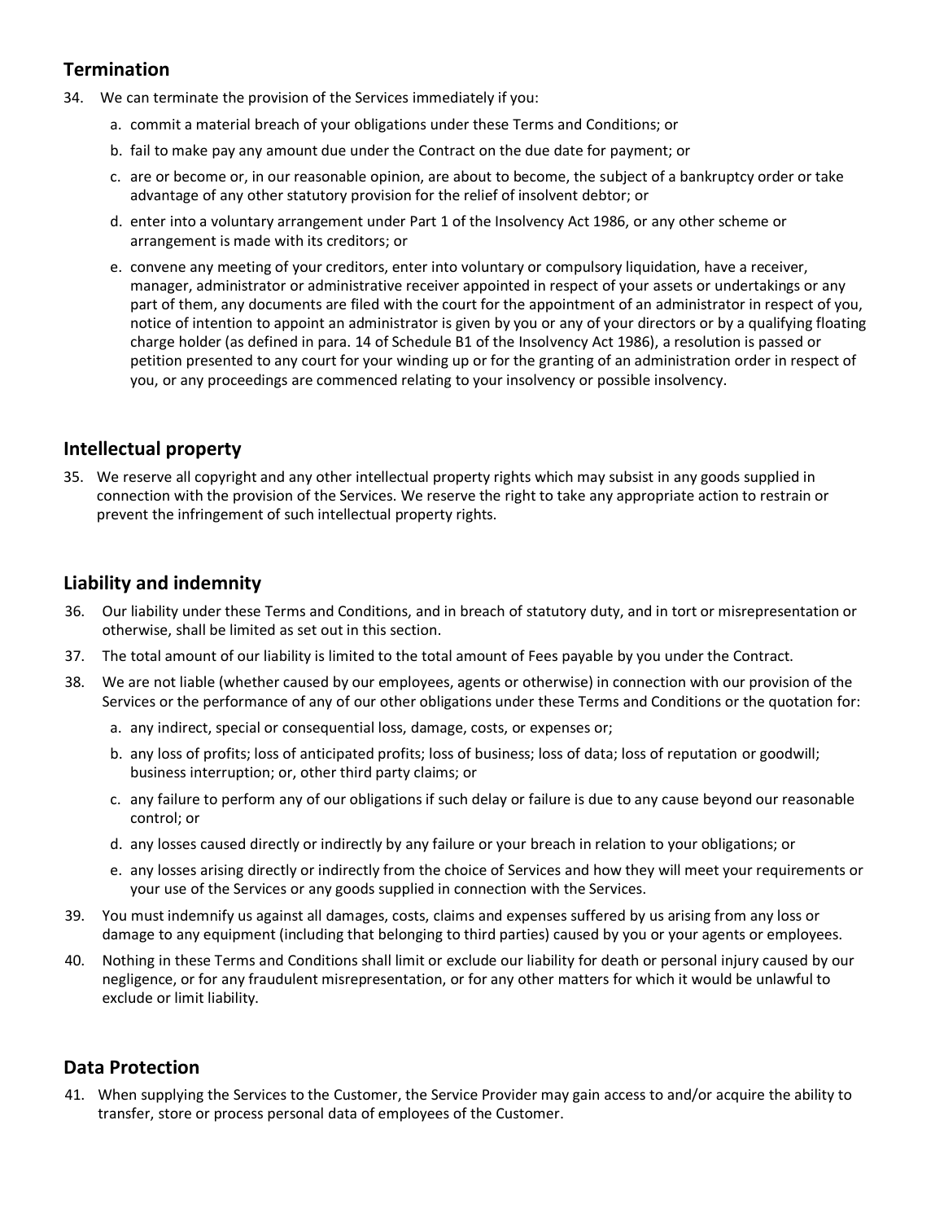## Termination

34. We can terminate the provision of the Services immediately if you:

    a. commit a material breach of your obligations under these Terms and Conditions; or

    b. fail to make pay any amount due under the Contract on the due date for payment; or

    c. are or become or, in our reasonable opinion, are about to become, the subject of a bankruptcy order or take advantage of any other statutory provision for the relief of insolvent debtor; or

    d. enter into a voluntary arrangement under Part 1 of the Insolvency Act 1986, or any other scheme or arrangement is made with its creditors; or

    e. convene any meeting of your creditors, enter into voluntary or compulsory liquidation, have a receiver, manager, administrator or administrative receiver appointed in respect of your assets or undertakings or any part of them, any documents are filed with the court for the appointment of an administrator in respect of you, notice of intention to appoint an administrator is given by you or any of your directors or by a qualifying floating charge holder (as defined in para. 14 of Schedule B1 of the Insolvency Act 1986), a resolution is passed or petition presented to any court for your winding up or for the granting of an administration order in respect of you, or any proceedings are commenced relating to your insolvency or possible insolvency.

## Intellectual property

35. We reserve all copyright and any other intellectual property rights which may subsist in any goods supplied in connection with the provision of the Services. We reserve the right to take any appropriate action to restrain or prevent the infringement of such intellectual property rights.

## Liability and indemnity

36. Our liability under these Terms and Conditions, and in breach of statutory duty, and in tort or misrepresentation or otherwise, shall be limited as set out in this section.

37. The total amount of our liability is limited to the total amount of Fees payable by you under the Contract.

38. We are not liable (whether caused by our employees, agents or otherwise) in connection with our provision of the Services or the performance of any of our other obligations under these Terms and Conditions or the quotation for:

    a. any indirect, special or consequential loss, damage, costs, or expenses or;

    b. any loss of profits; loss of anticipated profits; loss of business; loss of data; loss of reputation or goodwill; business interruption; or, other third party claims; or

    c. any failure to perform any of our obligations if such delay or failure is due to any cause beyond our reasonable control; or

    d. any losses caused directly or indirectly by any failure or your breach in relation to your obligations; or

    e. any losses arising directly or indirectly from the choice of Services and how they will meet your requirements or your use of the Services or any goods supplied in connection with the Services.

39. You must indemnify us against all damages, costs, claims and expenses suffered by us arising from any loss or damage to any equipment (including that belonging to third parties) caused by you or your agents or employees.

40. Nothing in these Terms and Conditions shall limit or exclude our liability for death or personal injury caused by our negligence, or for any fraudulent misrepresentation, or for any other matters for which it would be unlawful to exclude or limit liability.

## Data Protection

41. When supplying the Services to the Customer, the Service Provider may gain access to and/or acquire the ability to transfer, store or process personal data of employees of the Customer.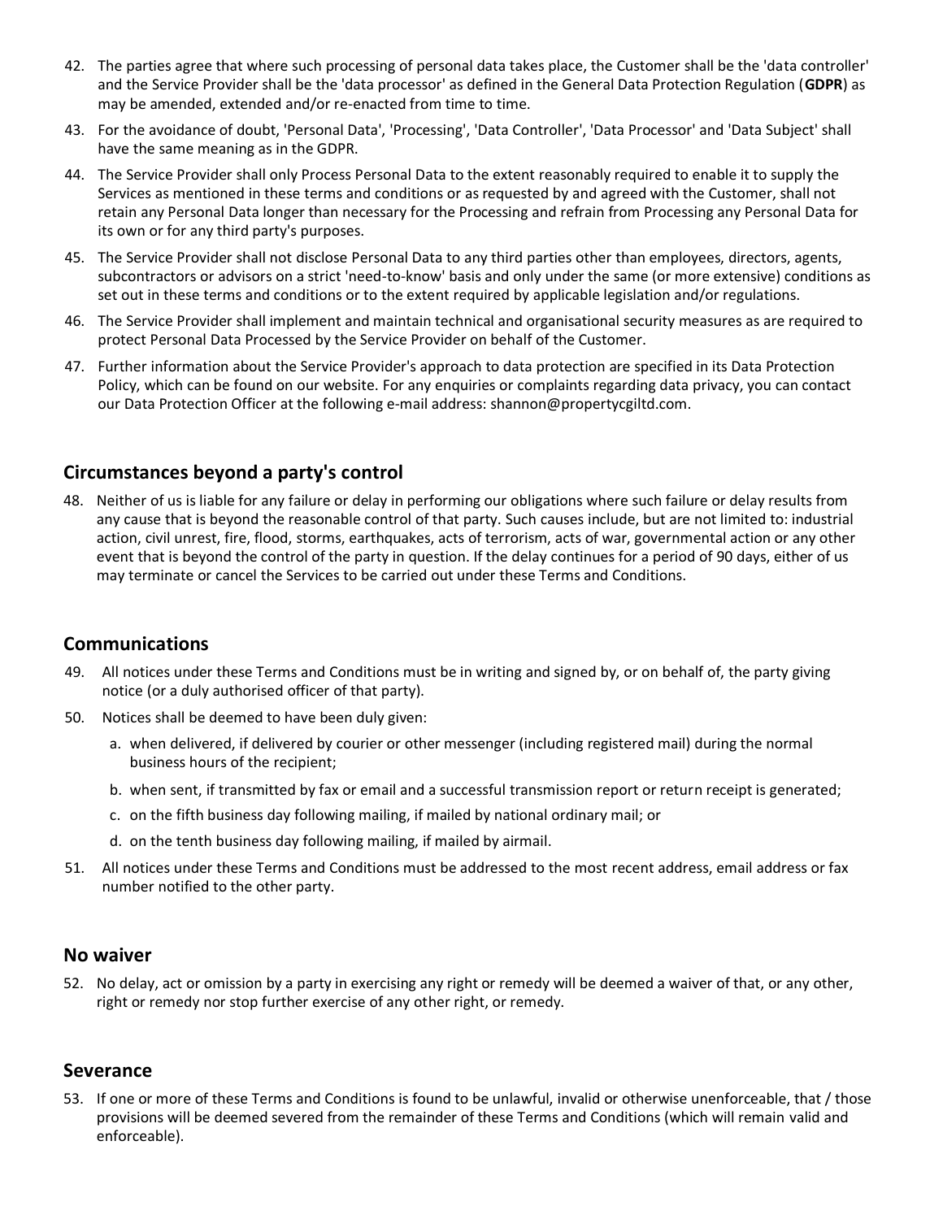42. The parties agree that where such processing of personal data takes place, the Customer shall be the 'data controller' and the Service Provider shall be the 'data processor' as defined in the General Data Protection Regulation (**GDPR**) as may be amended, extended and/or re-enacted from time to time.
43. For the avoidance of doubt, 'Personal Data', 'Processing', 'Data Controller', 'Data Processor' and 'Data Subject' shall have the same meaning as in the GDPR.
44. The Service Provider shall only Process Personal Data to the extent reasonably required to enable it to supply the Services as mentioned in these terms and conditions or as requested by and agreed with the Customer, shall not retain any Personal Data longer than necessary for the Processing and refrain from Processing any Personal Data for its own or for any third party's purposes.
45. The Service Provider shall not disclose Personal Data to any third parties other than employees, directors, agents, subcontractors or advisors on a strict 'need-to-know' basis and only under the same (or more extensive) conditions as set out in these terms and conditions or to the extent required by applicable legislation and/or regulations.
46. The Service Provider shall implement and maintain technical and organisational security measures as are required to protect Personal Data Processed by the Service Provider on behalf of the Customer.
47. Further information about the Service Provider's approach to data protection are specified in its Data Protection Policy, which can be found on our website. For any enquiries or complaints regarding data privacy, you can contact our Data Protection Officer at the following e-mail address: shannon@propertycgiltd.com.

## Circumstances beyond a party's control

48. Neither of us is liable for any failure or delay in performing our obligations where such failure or delay results from any cause that is beyond the reasonable control of that party. Such causes include, but are not limited to: industrial action, civil unrest, fire, flood, storms, earthquakes, acts of terrorism, acts of war, governmental action or any other event that is beyond the control of the party in question. If the delay continues for a period of 90 days, either of us may terminate or cancel the Services to be carried out under these Terms and Conditions.

## Communications

49. All notices under these Terms and Conditions must be in writing and signed by, or on behalf of, the party giving notice (or a duly authorised officer of that party).
50. Notices shall be deemed to have been duly given:
    a. when delivered, if delivered by courier or other messenger (including registered mail) during the normal business hours of the recipient;
    b. when sent, if transmitted by fax or email and a successful transmission report or return receipt is generated;
    c. on the fifth business day following mailing, if mailed by national ordinary mail; or
    d. on the tenth business day following mailing, if mailed by airmail.
51. All notices under these Terms and Conditions must be addressed to the most recent address, email address or fax number notified to the other party.

## No waiver

52. No delay, act or omission by a party in exercising any right or remedy will be deemed a waiver of that, or any other, right or remedy nor stop further exercise of any other right, or remedy.

## Severance

53. If one or more of these Terms and Conditions is found to be unlawful, invalid or otherwise unenforceable, that / those provisions will be deemed severed from the remainder of these Terms and Conditions (which will remain valid and enforceable).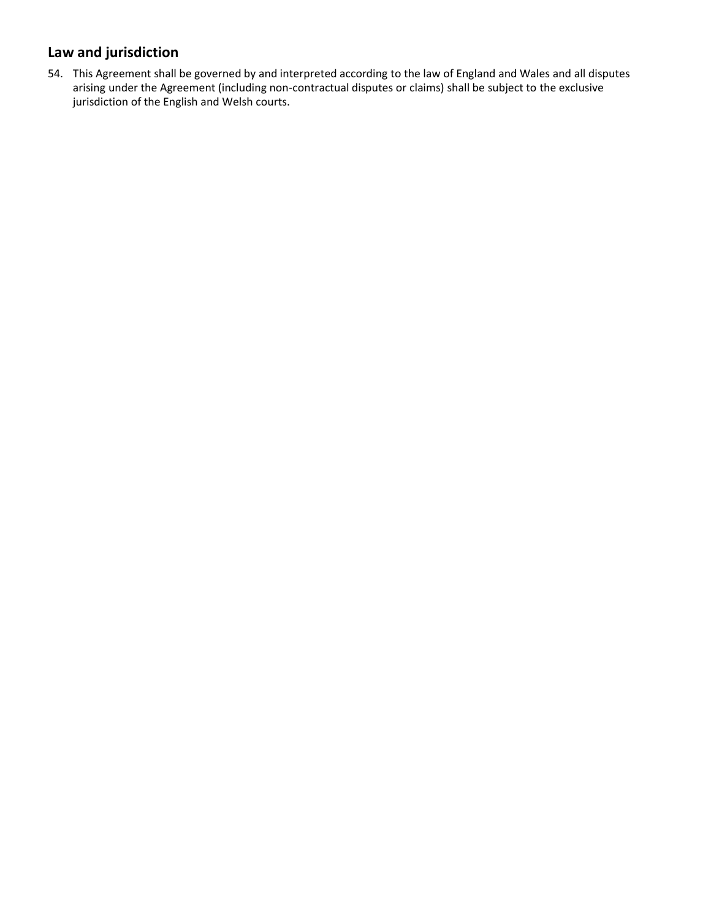## Law and jurisdiction

54. This Agreement shall be governed by and interpreted according to the law of England and Wales and all disputes arising under the Agreement (including non-contractual disputes or claims) shall be subject to the exclusive jurisdiction of the English and Welsh courts.